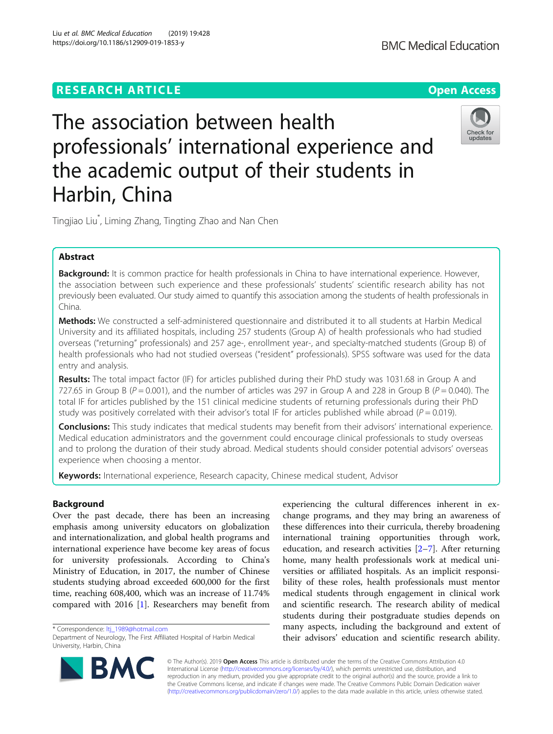RESEARCH ARTICLE

Open Access

# The association between health professionals' international experience and the academic output of their students in Harbin, China

Tingjiao Liu*, Liming Zhang, Tingting Zhao and Nan Chen

## Abstract

**Background:** It is common practice for health professionals in China to have international experience. However, the association between such experience and these professionals' students' scientific research ability has not previously been evaluated. Our study aimed to quantify this association among the students of health professionals in China.

**Methods:** We constructed a self-administered questionnaire and distributed it to all students at Harbin Medical University and its affiliated hospitals, including 257 students (Group A) of health professionals who had studied overseas ("returning" professionals) and 257 age-, enrollment year-, and specialty-matched students (Group B) of health professionals who had not studied overseas ("resident" professionals). SPSS software was used for the data entry and analysis.

**Results:** The total impact factor (IF) for articles published during their PhD study was 1031.68 in Group A and 727.65 in Group B ($P = 0.001$), and the number of articles was 297 in Group A and 228 in Group B ($P = 0.040$). The total IF for articles published by the 151 clinical medicine students of returning professionals during their PhD study was positively correlated with their advisor's total IF for articles published while abroad ($P = 0.019$).

**Conclusions:** This study indicates that medical students may benefit from their advisors' international experience. Medical education administrators and the government could encourage clinical professionals to study overseas and to prolong the duration of their study abroad. Medical students should consider potential advisors' overseas experience when choosing a mentor.

**Keywords:** International experience, Research capacity, Chinese medical student, Advisor

## Background

Over the past decade, there has been an increasing emphasis among university educators on globalization and internationalization, and global health programs and international experience have become key areas of focus for university professionals. According to China's Ministry of Education, in 2017, the number of Chinese students studying abroad exceeded 600,000 for the first time, reaching 608,400, which was an increase of 11.74% compared with 2016 [1]. Researchers may benefit from experiencing the cultural differences inherent in exchange programs, and they may bring an awareness of these differences into their curricula, thereby broadening international training opportunities through work, education, and research activities [2–7]. After returning home, many health professionals work at medical universities or affiliated hospitals. As an implicit responsibility of these roles, health professionals must mentor medical students through engagement in clinical work and scientific research. The research ability of medical students during their postgraduate studies depends on many aspects, including the background and extent of their advisors' education and scientific research ability.

* Correspondence: ltj_1989@hotmail.com
Department of Neurology, The First Affiliated Hospital of Harbin Medical University, Harbin, China

© The Author(s). 2019 **Open Access** This article is distributed under the terms of the Creative Commons Attribution 4.0 International License (http://creativecommons.org/licenses/by/4.0/), which permits unrestricted use, distribution, and reproduction in any medium, provided you give appropriate credit to the original author(s) and the source, provide a link to the Creative Commons license, and indicate if changes were made. The Creative Commons Public Domain Dedication waiver (http://creativecommons.org/publicdomain/zero/1.0/) applies to the data made available in this article, unless otherwise stated.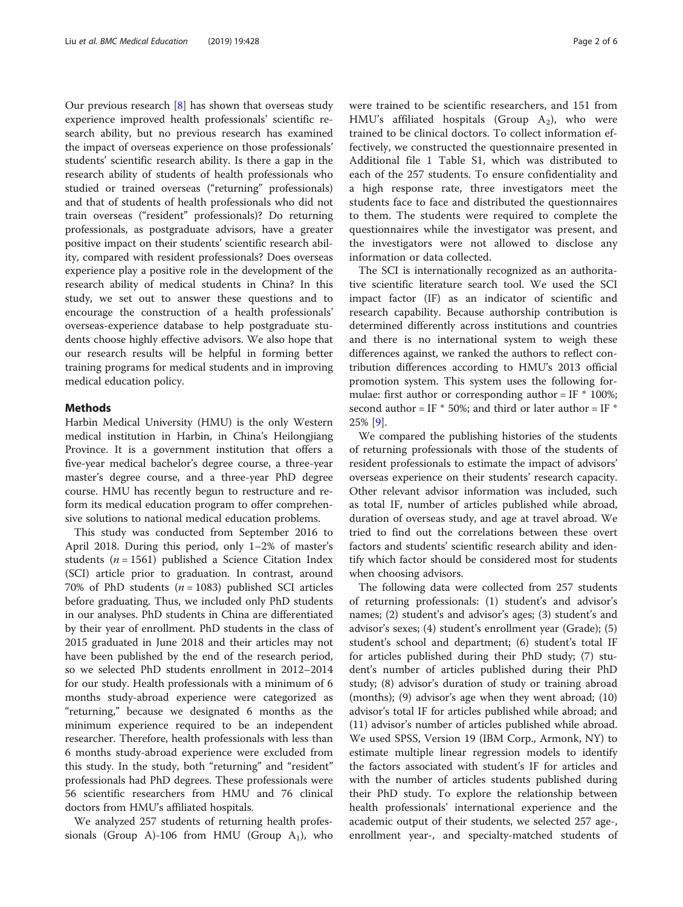Our previous research [8] has shown that overseas study experience improved health professionals' scientific research ability, but no previous research has examined the impact of overseas experience on those professionals' students' scientific research ability. Is there a gap in the research ability of students of health professionals who studied or trained overseas ("returning" professionals) and that of students of health professionals who did not train overseas ("resident" professionals)? Do returning professionals, as postgraduate advisors, have a greater positive impact on their students' scientific research ability, compared with resident professionals? Does overseas experience play a positive role in the development of the research ability of medical students in China? In this study, we set out to answer these questions and to encourage the construction of a health professionals' overseas-experience database to help postgraduate students choose highly effective advisors. We also hope that our research results will be helpful in forming better training programs for medical students and in improving medical education policy.

## Methods

Harbin Medical University (HMU) is the only Western medical institution in Harbin, in China's Heilongjiang Province. It is a government institution that offers a five-year medical bachelor's degree course, a three-year master's degree course, and a three-year PhD degree course. HMU has recently begun to restructure and reform its medical education program to offer comprehensive solutions to national medical education problems.

This study was conducted from September 2016 to April 2018. During this period, only 1–2% of master's students ($n = 1561$) published a Science Citation Index (SCI) article prior to graduation. In contrast, around 70% of PhD students ($n = 1083$) published SCI articles before graduating. Thus, we included only PhD students in our analyses. PhD students in China are differentiated by their year of enrollment. PhD students in the class of 2015 graduated in June 2018 and their articles may not have been published by the end of the research period, so we selected PhD students enrollment in 2012–2014 for our study. Health professionals with a minimum of 6 months study-abroad experience were categorized as "returning," because we designated 6 months as the minimum experience required to be an independent researcher. Therefore, health professionals with less than 6 months study-abroad experience were excluded from this study. In the study, both "returning" and "resident" professionals had PhD degrees. These professionals were 56 scientific researchers from HMU and 76 clinical doctors from HMU's affiliated hospitals.

We analyzed 257 students of returning health professionals (Group A)-106 from HMU (Group $A_1$), who were trained to be scientific researchers, and 151 from HMU's affiliated hospitals (Group $A_2$), who were trained to be clinical doctors. To collect information effectively, we constructed the questionnaire presented in Additional file 1 Table S1, which was distributed to each of the 257 students. To ensure confidentiality and a high response rate, three investigators meet the students face to face and distributed the questionnaires to them. The students were required to complete the questionnaires while the investigator was present, and the investigators were not allowed to disclose any information or data collected.

The SCI is internationally recognized as an authoritative scientific literature search tool. We used the SCI impact factor (IF) as an indicator of scientific and research capability. Because authorship contribution is determined differently across institutions and countries and there is no international system to weigh these differences against, we ranked the authors to reflect contribution differences according to HMU's 2013 official promotion system. This system uses the following formulae: first author or corresponding author = IF * 100%; second author = IF * 50%; and third or later author = IF * 25% [9].

We compared the publishing histories of the students of returning professionals with those of the students of resident professionals to estimate the impact of advisors' overseas experience on their students' research capacity. Other relevant advisor information was included, such as total IF, number of articles published while abroad, duration of overseas study, and age at travel abroad. We tried to find out the correlations between these overt factors and students' scientific research ability and identify which factor should be considered most for students when choosing advisors.

The following data were collected from 257 students of returning professionals: (1) student's and advisor's names; (2) student's and advisor's ages; (3) student's and advisor's sexes; (4) student's enrollment year (Grade); (5) student's school and department; (6) student's total IF for articles published during their PhD study; (7) student's number of articles published during their PhD study; (8) advisor's duration of study or training abroad (months); (9) advisor's age when they went abroad; (10) advisor's total IF for articles published while abroad; and (11) advisor's number of articles published while abroad. We used SPSS, Version 19 (IBM Corp., Armonk, NY) to estimate multiple linear regression models to identify the factors associated with student's IF for articles and with the number of articles students published during their PhD study. To explore the relationship between health professionals' international experience and the academic output of their students, we selected 257 age-, enrollment year-, and specialty-matched students of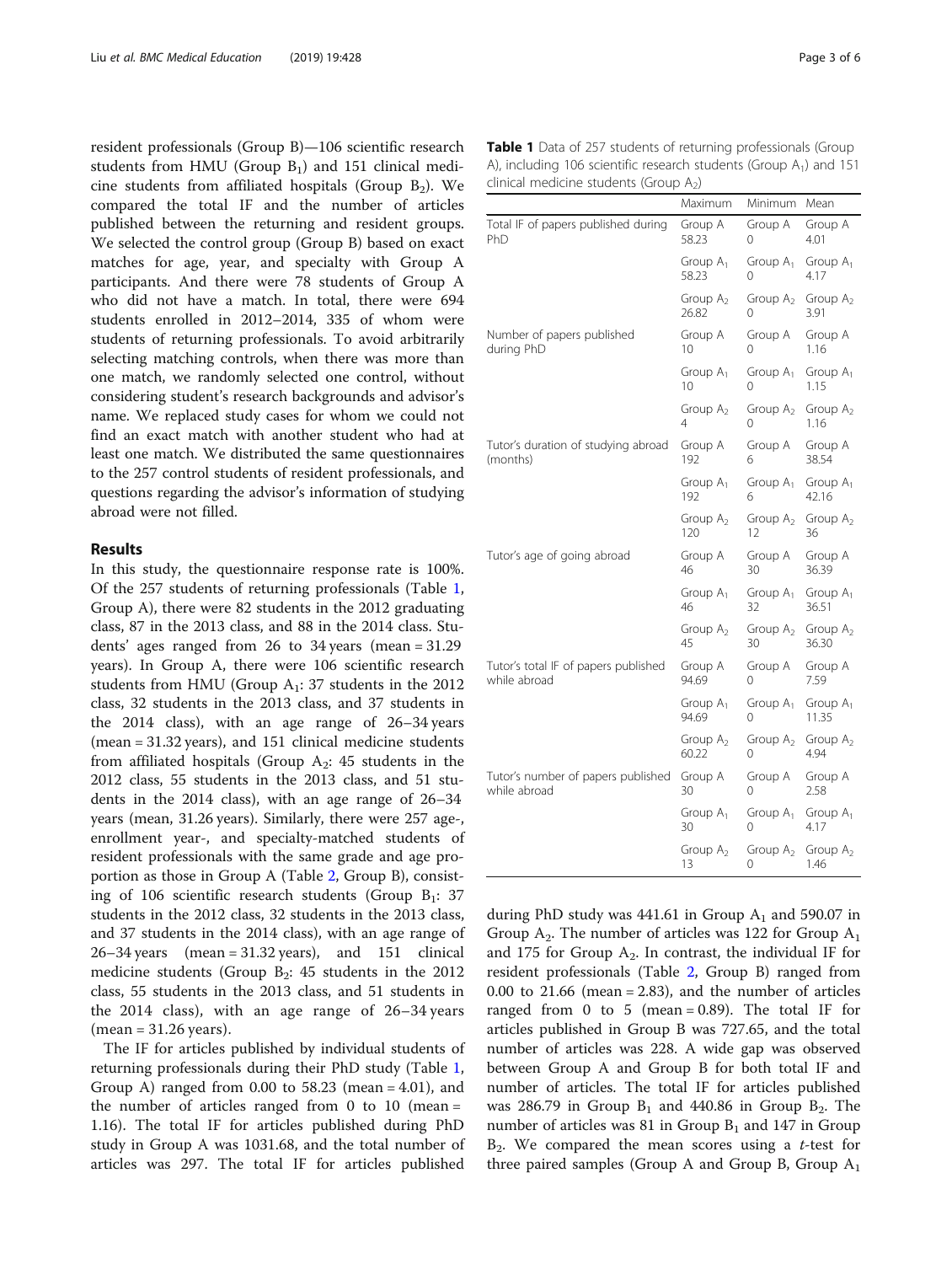resident professionals (Group B)—106 scientific research students from HMU (Group $B_1$) and 151 clinical medicine students from affiliated hospitals (Group $B_2$). We compared the total IF and the number of articles published between the returning and resident groups. We selected the control group (Group B) based on exact matches for age, year, and specialty with Group A participants. And there were 78 students of Group A who did not have a match. In total, there were 694 students enrolled in 2012–2014, 335 of whom were students of returning professionals. To avoid arbitrarily selecting matching controls, when there was more than one match, we randomly selected one control, without considering student's research backgrounds and advisor's name. We replaced study cases for whom we could not find an exact match with another student who had at least one match. We distributed the same questionnaires to the 257 control students of resident professionals, and questions regarding the advisor's information of studying abroad were not filled.

## Results

In this study, the questionnaire response rate is 100%. Of the 257 students of returning professionals (Table 1, Group A), there were 82 students in the 2012 graduating class, 87 in the 2013 class, and 88 in the 2014 class. Students' ages ranged from 26 to 34 years (mean = 31.29 years). In Group A, there were 106 scientific research students from HMU (Group $A_1$: 37 students in the 2012 class, 32 students in the 2013 class, and 37 students in the 2014 class), with an age range of 26–34 years (mean = 31.32 years), and 151 clinical medicine students from affiliated hospitals (Group $A_2$: 45 students in the 2012 class, 55 students in the 2013 class, and 51 students in the 2014 class), with an age range of 26–34 years (mean, 31.26 years). Similarly, there were 257 age-, enrollment year-, and specialty-matched students of resident professionals with the same grade and age proportion as those in Group A (Table 2, Group B), consisting of 106 scientific research students (Group $B_1$: 37 students in the 2012 class, 32 students in the 2013 class, and 37 students in the 2014 class), with an age range of 26–34 years (mean = 31.32 years), and 151 clinical medicine students (Group $B_2$: 45 students in the 2012 class, 55 students in the 2013 class, and 51 students in the 2014 class), with an age range of 26–34 years (mean = 31.26 years).

The IF for articles published by individual students of returning professionals during their PhD study (Table 1, Group A) ranged from 0.00 to 58.23 (mean = 4.01), and the number of articles ranged from 0 to 10 (mean = 1.16). The total IF for articles published during PhD study in Group A was 1031.68, and the total number of articles was 297. The total IF for articles published during PhD study was 441.61 in Group $A_1$ and 590.07 in Group $A_2$. The number of articles was 122 for Group $A_1$ and 175 for Group $A_2$. In contrast, the individual IF for resident professionals (Table 2, Group B) ranged from 0.00 to 21.66 (mean = 2.83), and the number of articles ranged from 0 to 5 (mean = 0.89). The total IF for articles published in Group B was 727.65, and the total number of articles was 228. A wide gap was observed between Group A and Group B for both total IF and number of articles. The total IF for articles published was 286.79 in Group $B_1$ and 440.86 in Group $B_2$. The number of articles was 81 in Group $B_1$ and 147 in Group $B_2$. We compared the mean scores using a *t*-test for three paired samples (Group A and Group B, Group $A_1$

**Table 1** Data of 257 students of returning professionals (Group A), including 106 scientific research students (Group $A_1$) and 151 clinical medicine students (Group $A_2$)

| | Maximum | Minimum | Mean |
|---|---|---|---|
| Total IF of papers published during PhD | Group A 58.23 | Group A 0 | Group A 4.01 |
| | Group $A_1$ 58.23 | Group $A_1$ 0 | Group $A_1$ 4.17 |
| | Group $A_2$ 26.82 | Group $A_2$ 0 | Group $A_2$ 3.91 |
| Number of papers published during PhD | Group A 10 | Group A 0 | Group A 1.16 |
| | Group $A_1$ 10 | Group $A_1$ 0 | Group $A_1$ 1.15 |
| | Group $A_2$ 4 | Group $A_2$ 0 | Group $A_2$ 1.16 |
| Tutor's duration of studying abroad (months) | Group A 192 | Group A 6 | Group A 38.54 |
| | Group $A_1$ 192 | Group $A_1$ 6 | Group $A_1$ 42.16 |
| | Group $A_2$ 120 | Group $A_2$ 12 | Group $A_2$ 36 |
| Tutor's age of going abroad | Group A 46 | Group A 30 | Group A 36.39 |
| | Group $A_1$ 46 | Group $A_1$ 32 | Group $A_1$ 36.51 |
| | Group $A_2$ 45 | Group $A_2$ 30 | Group $A_2$ 36.30 |
| Tutor's total IF of papers published while abroad | Group A 94.69 | Group A 0 | Group A 7.59 |
| | Group $A_1$ 94.69 | Group $A_1$ 0 | Group $A_1$ 11.35 |
| | Group $A_2$ 60.22 | Group $A_2$ 0 | Group $A_2$ 4.94 |
| Tutor's number of papers published while abroad | Group A 30 | Group A 0 | Group A 2.58 |
| | Group $A_1$ 30 | Group $A_1$ 0 | Group $A_1$ 4.17 |
| | Group $A_2$ 13 | Group $A_2$ 0 | Group $A_2$ 1.46 |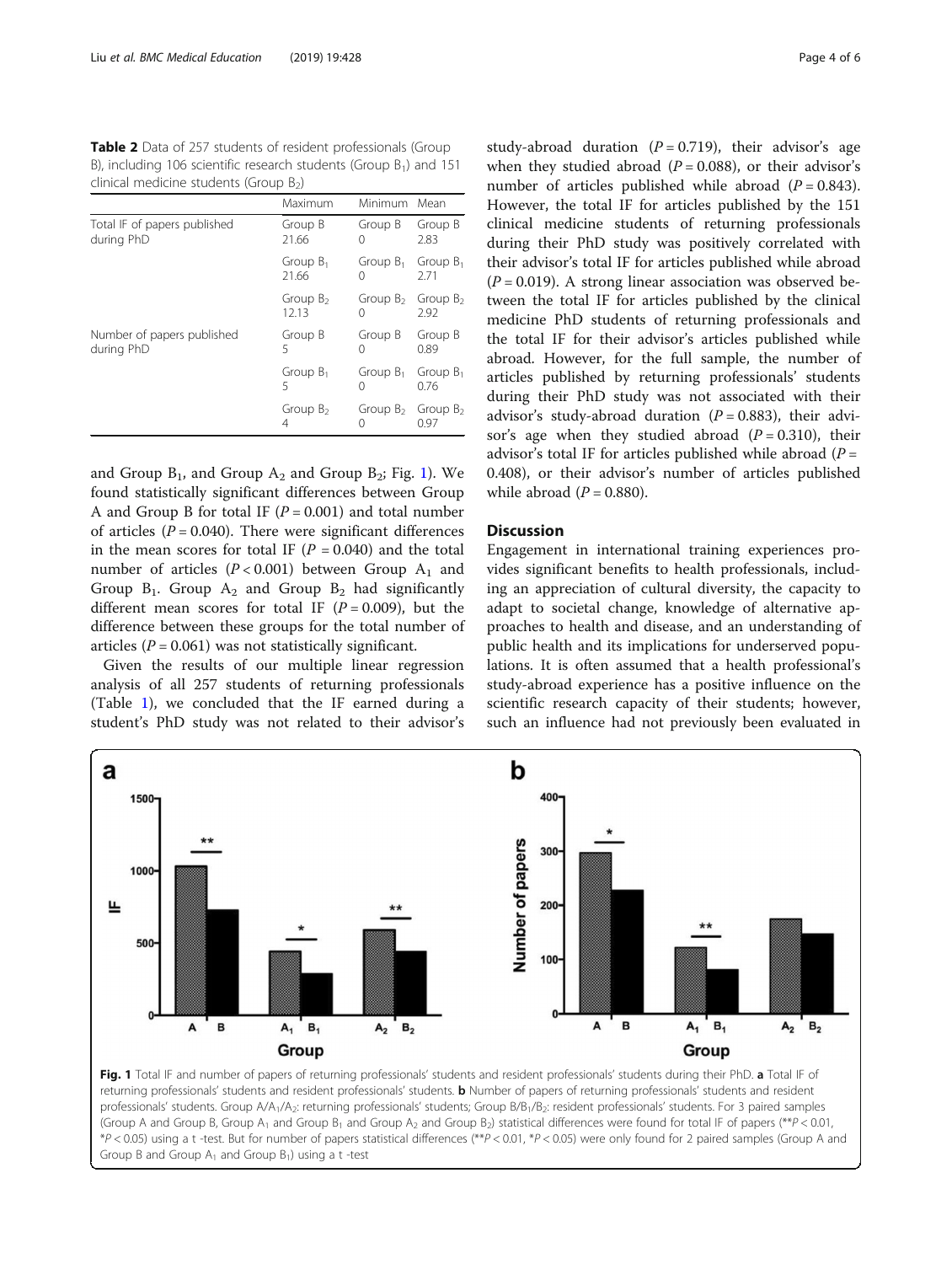**Table 2** Data of 257 students of resident professionals (Group B), including 106 scientific research students (Group $B_1$) and 151 clinical medicine students (Group $B_2$)

| | Maximum | Minimum | Mean |
|---|---|---|---|
| Total IF of papers published during PhD | Group B 21.66 | Group B 0 | Group B 2.83 |
| | Group $B_1$ 21.66 | Group $B_1$ 0 | Group $B_1$ 2.71 |
| | Group $B_2$ 12.13 | Group $B_2$ 0 | Group $B_2$ 2.92 |
| Number of papers published during PhD | Group B 5 | Group B 0 | Group B 0.89 |
| | Group $B_1$ 5 | Group $B_1$ 0 | Group $B_1$ 0.76 |
| | Group $B_2$ 4 | Group $B_2$ 0 | Group $B_2$ 0.97 |

and Group $B_1$, and Group $A_2$ and Group $B_2$; Fig. 1). We found statistically significant differences between Group A and Group B for total IF ($P = 0.001$) and total number of articles ($P = 0.040$). There were significant differences in the mean scores for total IF ($P = 0.040$) and the total number of articles ($P < 0.001$) between Group $A_1$ and Group $B_1$. Group $A_2$ and Group $B_2$ had significantly different mean scores for total IF ($P = 0.009$), but the difference between these groups for the total number of articles ($P = 0.061$) was not statistically significant.

Given the results of our multiple linear regression analysis of all 257 students of returning professionals (Table 1), we concluded that the IF earned during a student's PhD study was not related to their advisor's study-abroad duration ($P = 0.719$), their advisor's age when they studied abroad ($P = 0.088$), or their advisor's number of articles published while abroad ($P = 0.843$). However, the total IF for articles published by the 151 clinical medicine students of returning professionals during their PhD study was positively correlated with their advisor's total IF for articles published while abroad ($P = 0.019$). A strong linear association was observed between the total IF for articles published by the clinical medicine PhD students of returning professionals and the total IF for their advisor's articles published while abroad. However, for the full sample, the number of articles published by returning professionals' students during their PhD study was not associated with their advisor's study-abroad duration ($P = 0.883$), their advisor's age when they studied abroad ($P = 0.310$), their advisor's total IF for articles published while abroad ($P = 0.408$), or their advisor's number of articles published while abroad ($P = 0.880$).

## Discussion

Engagement in international training experiences provides significant benefits to health professionals, including an appreciation of cultural diversity, the capacity to adapt to societal change, knowledge of alternative approaches to health and disease, and an understanding of public health and its implications for underserved populations. It is often assumed that a health professional's study-abroad experience has a positive influence on the scientific research capacity of their students; however, such an influence had not previously been evaluated in

**Fig. 1** Total IF and number of papers of returning professionals' students and resident professionals' students during their PhD. **a** Total IF of returning professionals' students and resident professionals' students. **b** Number of papers of returning professionals' students and resident professionals' students. Group A/$A_1$/$A_2$: returning professionals' students; Group B/$B_1$/$B_2$: resident professionals' students. For 3 paired samples (Group A and Group B, Group $A_1$ and Group $B_1$ and Group $A_2$ and Group $B_2$) statistical differences were found for total IF of papers (\*\*$P < 0.01$, \*$P < 0.05$) using a t -test. But for number of papers statistical differences (\*\*$P < 0.01$, \*$P < 0.05$) were only found for 2 paired samples (Group A and Group B and Group $A_1$ and Group $B_1$) using a t -test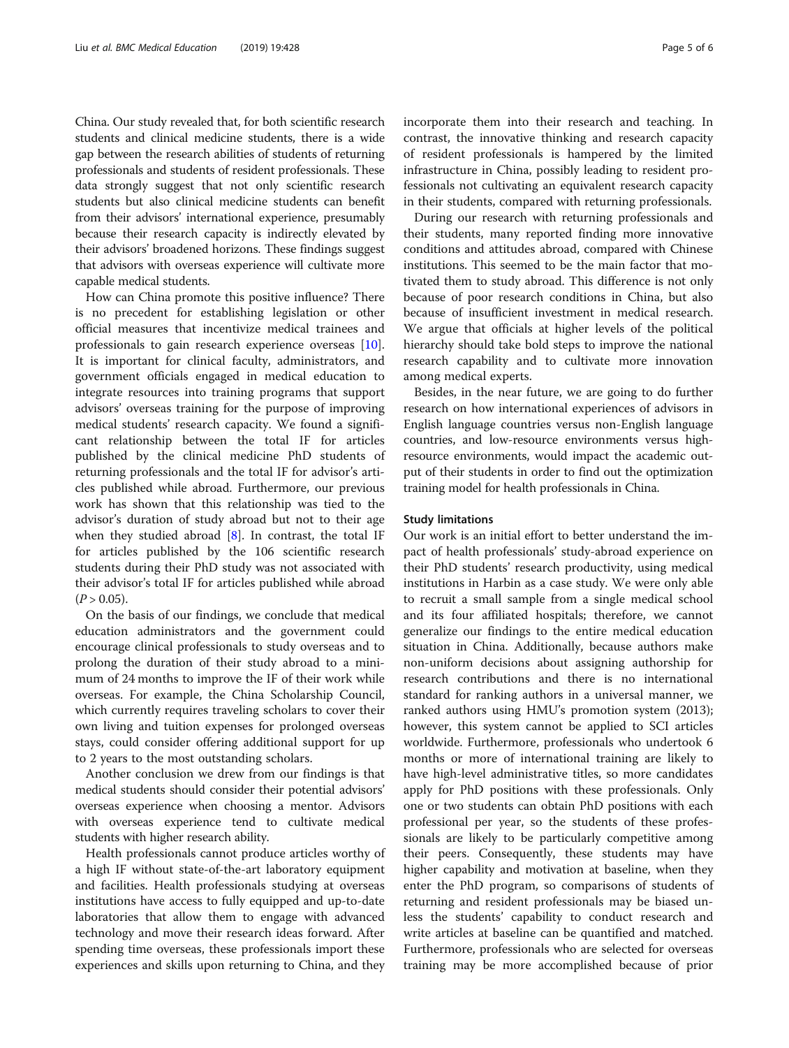China. Our study revealed that, for both scientific research students and clinical medicine students, there is a wide gap between the research abilities of students of returning professionals and students of resident professionals. These data strongly suggest that not only scientific research students but also clinical medicine students can benefit from their advisors' international experience, presumably because their research capacity is indirectly elevated by their advisors' broadened horizons. These findings suggest that advisors with overseas experience will cultivate more capable medical students.

How can China promote this positive influence? There is no precedent for establishing legislation or other official measures that incentivize medical trainees and professionals to gain research experience overseas [10]. It is important for clinical faculty, administrators, and government officials engaged in medical education to integrate resources into training programs that support advisors' overseas training for the purpose of improving medical students' research capacity. We found a significant relationship between the total IF for articles published by the clinical medicine PhD students of returning professionals and the total IF for advisor's articles published while abroad. Furthermore, our previous work has shown that this relationship was tied to the advisor's duration of study abroad but not to their age when they studied abroad [8]. In contrast, the total IF for articles published by the 106 scientific research students during their PhD study was not associated with their advisor's total IF for articles published while abroad ($P > 0.05$).

On the basis of our findings, we conclude that medical education administrators and the government could encourage clinical professionals to study overseas and to prolong the duration of their study abroad to a minimum of 24 months to improve the IF of their work while overseas. For example, the China Scholarship Council, which currently requires traveling scholars to cover their own living and tuition expenses for prolonged overseas stays, could consider offering additional support for up to 2 years to the most outstanding scholars.

Another conclusion we drew from our findings is that medical students should consider their potential advisors' overseas experience when choosing a mentor. Advisors with overseas experience tend to cultivate medical students with higher research ability.

Health professionals cannot produce articles worthy of a high IF without state-of-the-art laboratory equipment and facilities. Health professionals studying at overseas institutions have access to fully equipped and up-to-date laboratories that allow them to engage with advanced technology and move their research ideas forward. After spending time overseas, these professionals import these experiences and skills upon returning to China, and they incorporate them into their research and teaching. In contrast, the innovative thinking and research capacity of resident professionals is hampered by the limited infrastructure in China, possibly leading to resident professionals not cultivating an equivalent research capacity in their students, compared with returning professionals.

During our research with returning professionals and their students, many reported finding more innovative conditions and attitudes abroad, compared with Chinese institutions. This seemed to be the main factor that motivated them to study abroad. This difference is not only because of poor research conditions in China, but also because of insufficient investment in medical research. We argue that officials at higher levels of the political hierarchy should take bold steps to improve the national research capability and to cultivate more innovation among medical experts.

Besides, in the near future, we are going to do further research on how international experiences of advisors in English language countries versus non-English language countries, and low-resource environments versus high-resource environments, would impact the academic output of their students in order to find out the optimization training model for health professionals in China.

### Study limitations

Our work is an initial effort to better understand the impact of health professionals' study-abroad experience on their PhD students' research productivity, using medical institutions in Harbin as a case study. We were only able to recruit a small sample from a single medical school and its four affiliated hospitals; therefore, we cannot generalize our findings to the entire medical education situation in China. Additionally, because authors make non-uniform decisions about assigning authorship for research contributions and there is no international standard for ranking authors in a universal manner, we ranked authors using HMU's promotion system (2013); however, this system cannot be applied to SCI articles worldwide. Furthermore, professionals who undertook 6 months or more of international training are likely to have high-level administrative titles, so more candidates apply for PhD positions with these professionals. Only one or two students can obtain PhD positions with each professional per year, so the students of these professionals are likely to be particularly competitive among their peers. Consequently, these students may have higher capability and motivation at baseline, when they enter the PhD program, so comparisons of students of returning and resident professionals may be biased unless the students' capability to conduct research and write articles at baseline can be quantified and matched. Furthermore, professionals who are selected for overseas training may be more accomplished because of prior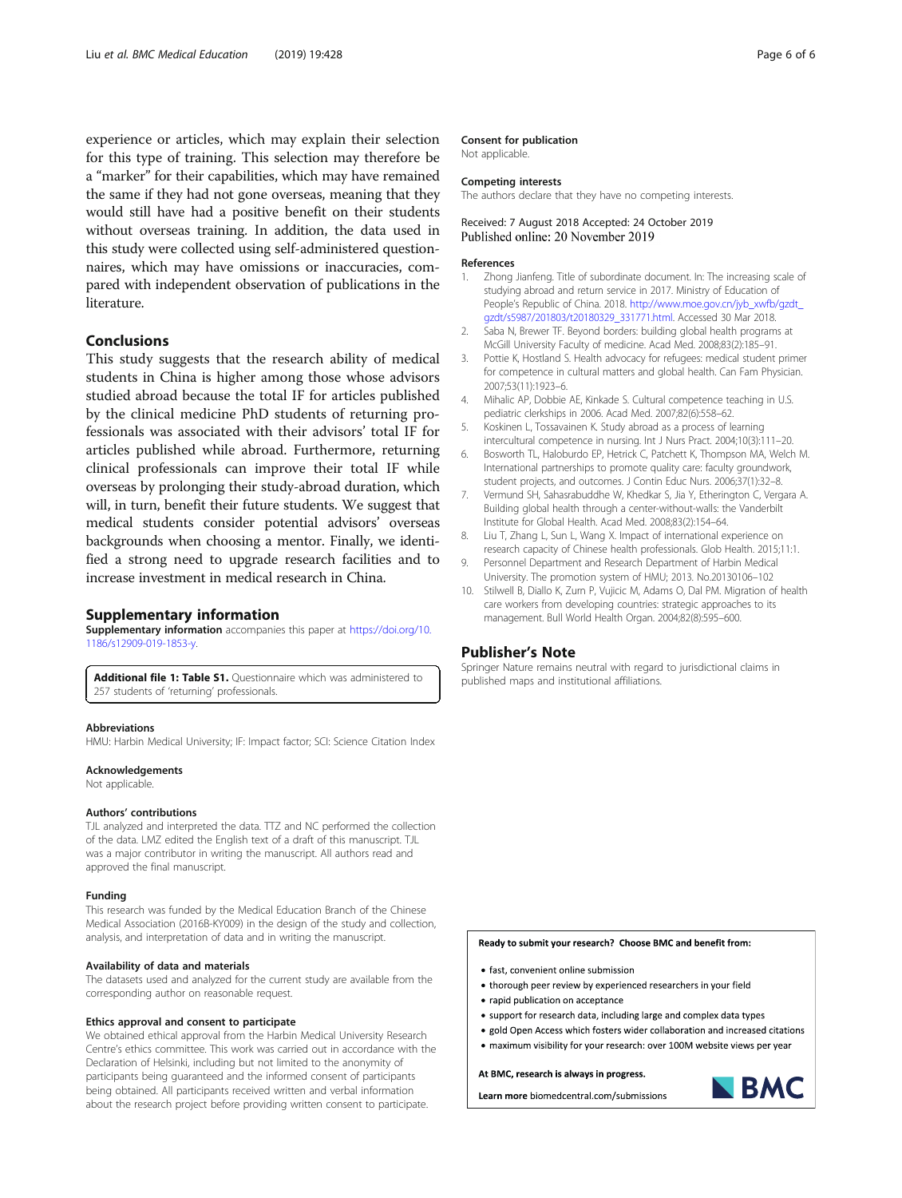experience or articles, which may explain their selection for this type of training. This selection may therefore be a "marker" for their capabilities, which may have remained the same if they had not gone overseas, meaning that they would still have had a positive benefit on their students without overseas training. In addition, the data used in this study were collected using self-administered questionnaires, which may have omissions or inaccuracies, compared with independent observation of publications in the literature.

## Conclusions

This study suggests that the research ability of medical students in China is higher among those whose advisors studied abroad because the total IF for articles published by the clinical medicine PhD students of returning professionals was associated with their advisors' total IF for articles published while abroad. Furthermore, returning clinical professionals can improve their total IF while overseas by prolonging their study-abroad duration, which will, in turn, benefit their future students. We suggest that medical students consider potential advisors' overseas backgrounds when choosing a mentor. Finally, we identified a strong need to upgrade research facilities and to increase investment in medical research in China.

## Supplementary information

**Supplementary information** accompanies this paper at https://doi.org/10.1186/s12909-019-1853-y.

**Additional file 1: Table S1.** Questionnaire which was administered to 257 students of 'returning' professionals.

### Abbreviations

HMU: Harbin Medical University; IF: Impact factor; SCI: Science Citation Index

### Acknowledgements

Not applicable.

### Authors' contributions

TJL analyzed and interpreted the data. TTZ and NC performed the collection of the data. LMZ edited the English text of a draft of this manuscript. TJL was a major contributor in writing the manuscript. All authors read and approved the final manuscript.

### Funding

This research was funded by the Medical Education Branch of the Chinese Medical Association (2016B-KY009) in the design of the study and collection, analysis, and interpretation of data and in writing the manuscript.

### Availability of data and materials

The datasets used and analyzed for the current study are available from the corresponding author on reasonable request.

### Ethics approval and consent to participate

We obtained ethical approval from the Harbin Medical University Research Centre's ethics committee. This work was carried out in accordance with the Declaration of Helsinki, including but not limited to the anonymity of participants being guaranteed and the informed consent of participants being obtained. All participants received written and verbal information about the research project before providing written consent to participate.

### Consent for publication

Not applicable.

### Competing interests

The authors declare that they have no competing interests.

Received: 7 August 2018 Accepted: 24 October 2019
Published online: 20 November 2019

### References

1. Zhong Jianfeng. Title of subordinate document. In: The increasing scale of studying abroad and return service in 2017. Ministry of Education of People's Republic of China. 2018. http://www.moe.gov.cn/jyb_xwfb/gzdt_gzdt/s5987/201803/t20180329_331771.html. Accessed 30 Mar 2018.
2. Saba N, Brewer TF. Beyond borders: building global health programs at McGill University Faculty of medicine. Acad Med. 2008;83(2):185–91.
3. Pottie K, Hostland S. Health advocacy for refugees: medical student primer for competence in cultural matters and global health. Can Fam Physician. 2007;53(11):1923–6.
4. Mihalic AP, Dobbie AE, Kinkade S. Cultural competence teaching in U.S. pediatric clerkships in 2006. Acad Med. 2007;82(6):558–62.
5. Koskinen L, Tossavainen K. Study abroad as a process of learning intercultural competence in nursing. Int J Nurs Pract. 2004;10(3):111–20.
6. Bosworth TL, Haloburdo EP, Hetrick C, Patchett K, Thompson MA, Welch M. International partnerships to promote quality care: faculty groundwork, student projects, and outcomes. J Contin Educ Nurs. 2006;37(1):32–8.
7. Vermund SH, Sahasrabuddhe W, Khedkar S, Jia Y, Etherington C, Vergara A. Building global health through a center-without-walls: the Vanderbilt Institute for Global Health. Acad Med. 2008;83(2):154–64.
8. Liu T, Zhang L, Sun L, Wang X. Impact of international experience on research capacity of Chinese health professionals. Glob Health. 2015;11:1.
9. Personnel Department and Research Department of Harbin Medical University. The promotion system of HMU; 2013. No.20130106–102
10. Stilwell B, Diallo K, Zurn P, Vujicic M, Adams O, Dal PM. Migration of health care workers from developing countries: strategic approaches to its management. Bull World Health Organ. 2004;82(8):595–600.

## Publisher's Note

Springer Nature remains neutral with regard to jurisdictional claims in published maps and institutional affiliations.